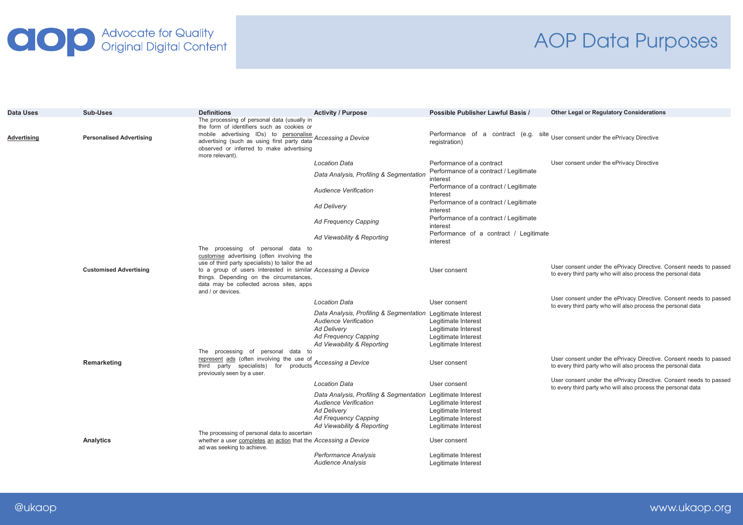Advocate for Quality Original Digital Content

# AOP Data Purposes

| Data Uses | Sub-Uses | Definitions | Activity / Purpose | Possible Publisher Lawful Basis / | Other Legal or Regulatory Considerations |
|---|---|---|---|---|---|
| Advertising | **Personalised Advertising** | The processing of personal data (usually in the form of identifiers such as cookies or mobile advertising IDs) to personalise advertising (such as using first party data observed or inferred to make advertising more relevant). | *Accessing a Device* | Performance of a contract (e.g. site registration) | User consent under the ePrivacy Directive |
| | | | *Location Data* | Performance of a contract | User consent under the ePrivacy Directive |
| | | | *Data Analysis, Profiling & Segmentation* | Performance of a contract / Legitimate interest | |
| | | | *Audience Verification* | Performance of a contract / Legitimate Interest | |
| | | | *Ad Delivery* | Performance of a contract / Legitimate interest | |
| | | | *Ad Frequency Capping* | Performance of a contract / Legitimate interest | |
| | | | *Ad Viewability & Reporting* | Performance of a contract / Legitimate interest | |
| | **Customised Advertising** | The processing of personal data to customise advertising (often involving the use of third party specialists) to tailor the ad to a group of users interested in similar things. Depending on the circumstances, data may be collected across sites, apps and / or devices. | *Accessing a Device* | User consent | User consent under the ePrivacy Directive. Consent needs to passed to every third party who will also process the personal data |
| | | | *Location Data* | User consent | User consent under the ePrivacy Directive. Consent needs to passed to every third party who will also process the personal data |
| | | | *Data Analysis, Profiling & Segmentation* | Legitimate Interest | |
| | | | *Audience Verification* | Legitimate Interest | |
| | | | *Ad Delivery* | Legitimate Interest | |
| | | | *Ad Frequency Capping* | Legitimate Interest | |
| | | | *Ad Viewability & Reporting* | Legitimate Interest | |
| | **Remarketing** | The processing of personal data to represent ads (often involving the use of third party specialists) for products previously seen by a user. | *Accessing a Device* | User consent | User consent under the ePrivacy Directive. Consent needs to passed to every third party who will also process the personal data |
| | | | *Location Data* | User consent | User consent under the ePrivacy Directive. Consent needs to passed to every third party who will also process the personal data |
| | | | *Data Analysis, Profiling & Segmentation* | Legitimate Interest | |
| | | | *Audience Verification* | Legitimate Interest | |
| | | | *Ad Delivery* | Legitimate Interest | |
| | | | *Ad Frequency Capping* | Legitimate Interest | |
| | | | *Ad Viewability & Reporting* | Legitimate Interest | |
| | **Analytics** | The processing of personal data to ascertain whether a user completes an action that the ad was seeking to achieve. | *Accessing a Device* | User consent | |
| | | | *Performance Analysis* | Legitimate Interest | |
| | | | *Audience Analysis* | Legitimate Interest | |

@ukaop

www.ukaop.org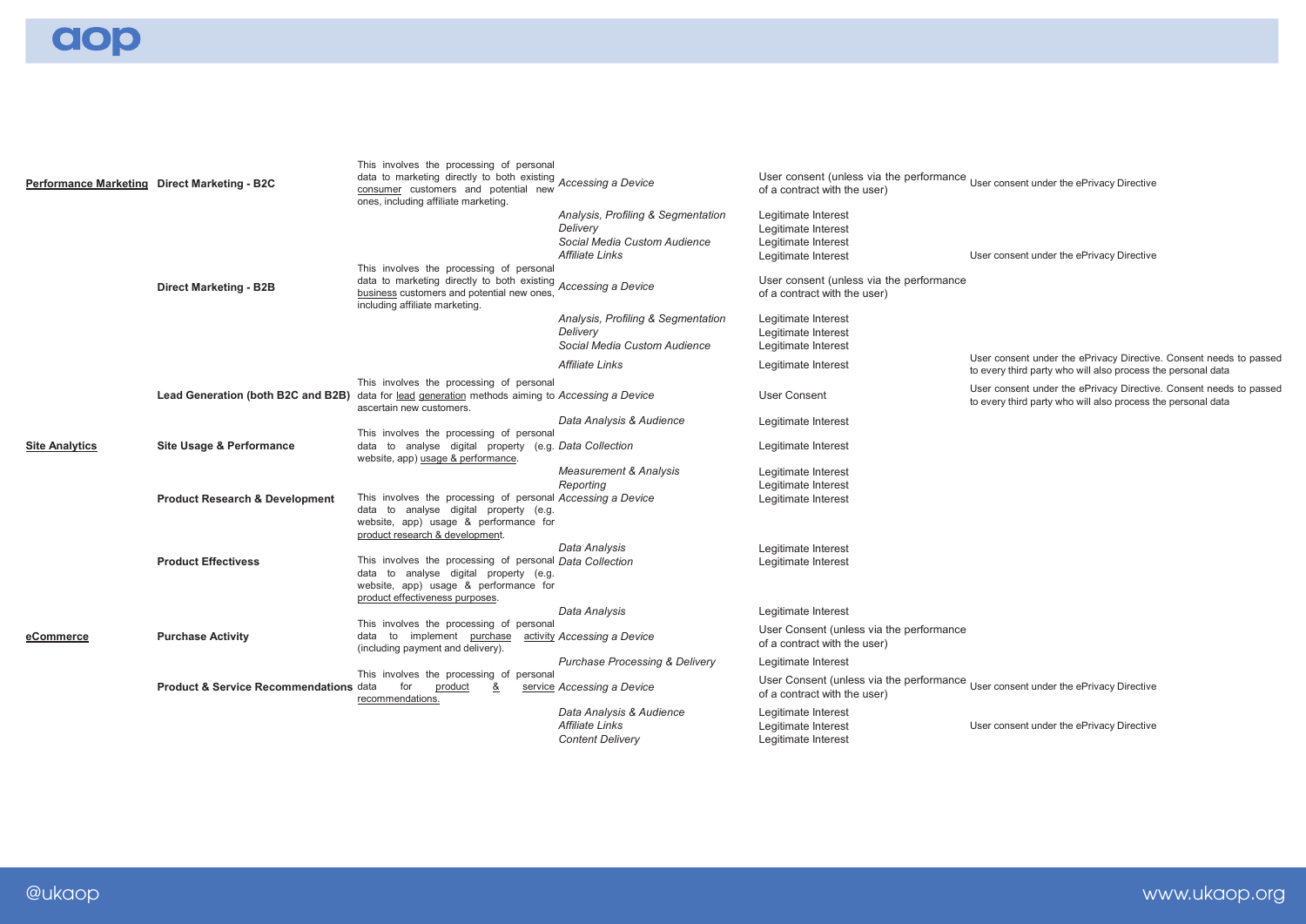| | | | | | |
|---|---|---|---|---|---|
| **Performance Marketing** | **Direct Marketing - B2C** | This involves the processing of personal data to marketing directly to both existing consumer customers and potential new ones, including affiliate marketing. | *Accessing a Device* | User consent (unless via the performance of a contract with the user) | User consent under the ePrivacy Directive |
| | | | *Analysis, Profiling & Segmentation* | Legitimate Interest | |
| | | | *Delivery* | Legitimate Interest | |
| | | | *Social Media Custom Audience* | Legitimate Interest | |
| | | | *Affiliate Links* | Legitimate Interest | User consent under the ePrivacy Directive |
| | **Direct Marketing - B2B** | This involves the processing of personal data to marketing directly to both existing business customers and potential new ones, including affiliate marketing. | *Accessing a Device* | User consent (unless via the performance of a contract with the user) | |
| | | | *Analysis, Profiling & Segmentation* | Legitimate Interest | |
| | | | *Delivery* | Legitimate Interest | |
| | | | *Social Media Custom Audience* | Legitimate Interest | |
| | | | *Affiliate Links* | Legitimate Interest | User consent under the ePrivacy Directive. Consent needs to passed to every third party who will also process the personal data |
| | **Lead Generation (both B2C and B2B)** | This involves the processing of personal data for lead generation methods aiming to ascertain new customers. | *Accessing a Device* | User Consent | User consent under the ePrivacy Directive. Consent needs to passed to every third party who will also process the personal data |
| | | | *Data Analysis & Audience* | Legitimate Interest | |
| **Site Analytics** | **Site Usage & Performance** | This involves the processing of personal data to analyse digital property (e.g. website, app) usage & performance. | *Data Collection* | Legitimate Interest | |
| | | | *Measurement & Analysis* | Legitimate Interest | |
| | | | *Reporting* | Legitimate Interest | |
| | **Product Research & Development** | This involves the processing of personal data to analyse digital property (e.g. website, app) usage & performance for product research & development. | *Accessing a Device* | Legitimate Interest | |
| | | | *Data Analysis* | Legitimate Interest | |
| | **Product Effectivess** | This involves the processing of personal data to analyse digital property (e.g. website, app) usage & performance for product effectiveness purposes. | *Data Collection* | Legitimate Interest | |
| | | | *Data Analysis* | Legitimate Interest | |
| **eCommerce** | **Purchase Activity** | This involves the processing of personal data to implement purchase activity (including payment and delivery). | *Accessing a Device* | User Consent (unless via the performance of a contract with the user) | |
| | | | *Purchase Processing & Delivery* | Legitimate Interest | |
| | **Product & Service Recommendations** | This involves the processing of personal data for product & service recommendations. | *Accessing a Device* | User Consent (unless via the performance of a contract with the user) | User consent under the ePrivacy Directive |
| | | | *Data Analysis & Audience* | Legitimate Interest | |
| | | | *Affiliate Links* | Legitimate Interest | User consent under the ePrivacy Directive |
| | | | *Content Delivery* | Legitimate Interest | |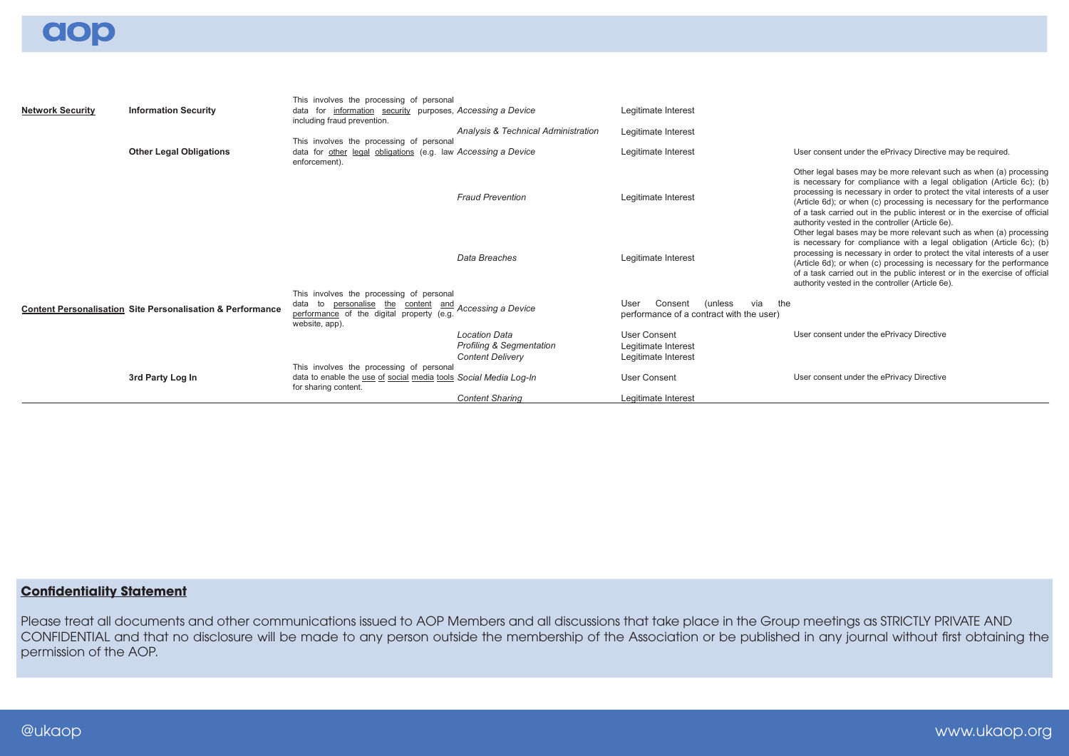| | | | | | |
|---|---|---|---|---|---|
| **Network Security** | **Information Security** | This involves the processing of personal data for information security purposes, including fraud prevention. | *Accessing a Device* | Legitimate Interest | |
| | | | *Analysis & Technical Administration* | Legitimate Interest | |
| | **Other Legal Obligations** | This involves the processing of personal data for other legal obligations (e.g. law enforcement). | *Accessing a Device* | Legitimate Interest | User consent under the ePrivacy Directive may be required. |
| | | | *Fraud Prevention* | Legitimate Interest | Other legal bases may be more relevant such as when (a) processing is necessary for compliance with a legal obligation (Article 6c); (b) processing is necessary in order to protect the vital interests of a user (Article 6d); or when (c) processing is necessary for the performance of a task carried out in the public interest or in the exercise of official authority vested in the controller (Article 6e). |
| | | | *Data Breaches* | Legitimate Interest | Other legal bases may be more relevant such as when (a) processing is necessary for compliance with a legal obligation (Article 6c); (b) processing is necessary in order to protect the vital interests of a user (Article 6d); or when (c) processing is necessary for the performance of a task carried out in the public interest or in the exercise of official authority vested in the controller (Article 6e). |
| **Content Personalisation** | **Site Personalisation & Performance** | This involves the processing of personal data to personalise the content and performance of the digital property (e.g. website, app). | *Accessing a Device* | User Consent (unless via the performance of a contract with the user) | |
| | | | *Location Data* | User Consent | User consent under the ePrivacy Directive |
| | | | *Profiling & Segmentation* | Legitimate Interest | |
| | | | *Content Delivery* | Legitimate Interest | |
| | **3rd Party Log In** | This involves the processing of personal data to enable the use of social media tools for sharing content. | *Social Media Log-In* | User Consent | User consent under the ePrivacy Directive |
| | | | *Content Sharing* | Legitimate Interest | |

## Confidentiality Statement

Please treat all documents and other communications issued to AOP Members and all discussions that take place in the Group meetings as STRICTLY PRIVATE AND CONFIDENTIAL and that no disclosure will be made to any person outside the membership of the Association or be published in any journal without first obtaining the permission of the AOP.